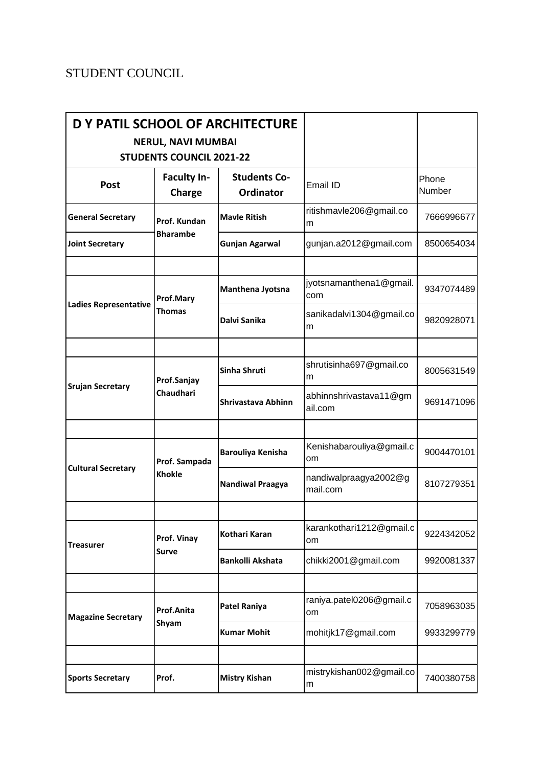STUDENT COUNCIL

| D Y PATIL SCHOOL OF ARCHITECTURE<br>NERUL, NAVI MUMBAI<br>STUDENTS COUNCIL 2021-22 | | | | |
|---|---|---|---|---|
| **Post** | **Faculty In-Charge** | **Students Co-Ordinator** | Email ID | Phone Number |
| **General Secretary** | **Prof. Kundan Bharambe** | **Mavle Ritish** | ritishmavle206@gmail.com | 7666996677 |
| **Joint Secretary** | | **Gunjan Agarwal** | gunjan.a2012@gmail.com | 8500654034 |
| | | | | |
| **Ladies Representative** | **Prof.Mary Thomas** | **Manthena Jyotsna** | jyotsnamanthena1@gmail.com | 9347074489 |
| | | **Dalvi Sanika** | sanikadalvi1304@gmail.com | 9820928071 |
| | | | | |
| **Srujan Secretary** | **Prof.Sanjay Chaudhari** | **Sinha Shruti** | shrutisinha697@gmail.com | 8005631549 |
| | | **Shrivastava Abhinn** | abhinnshrivastava11@gmail.com | 9691471096 |
| | | | | |
| **Cultural Secretary** | **Prof. Sampada Khokle** | **Barouliya Kenisha** | Kenishabarouliya@gmail.com | 9004470101 |
| | | **Nandiwal Praagya** | nandiwalpraagya2002@gmail.com | 8107279351 |
| | | | | |
| **Treasurer** | **Prof. Vinay Surve** | **Kothari Karan** | karankothari1212@gmail.com | 9224342052 |
| | | **Bankolli Akshata** | chikki2001@gmail.com | 9920081337 |
| | | | | |
| **Magazine Secretary** | **Prof.Anita Shyam** | **Patel Raniya** | raniya.patel0206@gmail.com | 7058963035 |
| | | **Kumar Mohit** | mohitjk17@gmail.com | 9933299779 |
| | | | | |
| **Sports Secretary** | **Prof.** | **Mistry Kishan** | mistrykishan002@gmail.com | 7400380758 |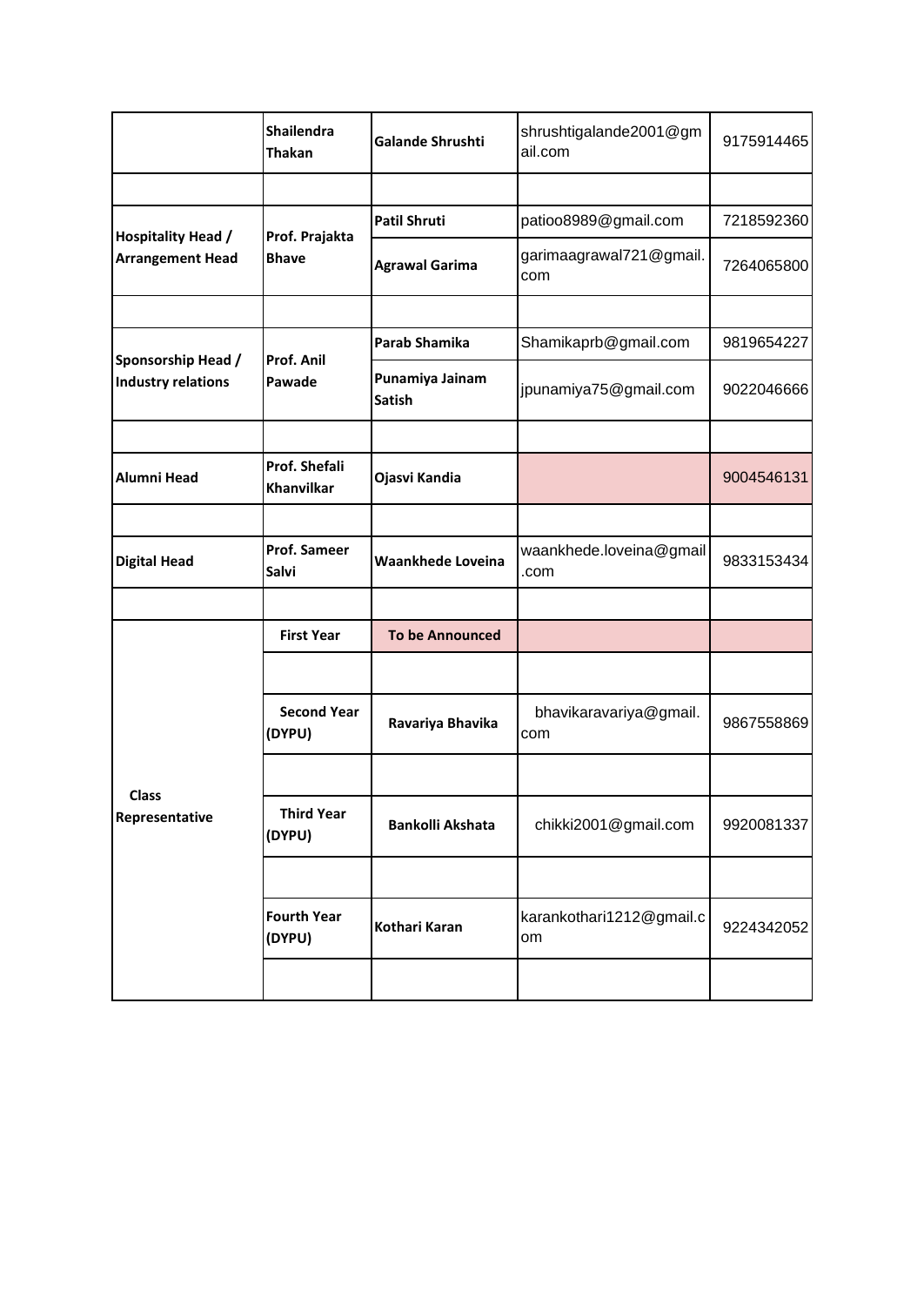| | | | | |
|---|---|---|---|---|
| | **Shailendra Thakan** | **Galande Shrushti** | shrushtigalande2001@gmail.com | 9175914465 |
| | | | | |
| **Hospitality Head / Arrangement Head** | **Prof. Prajakta Bhave** | **Patil Shruti** | patioo8989@gmail.com | 7218592360 |
| | | **Agrawal Garima** | garimaagrawal721@gmail.com | 7264065800 |
| | | | | |
| **Sponsorship Head / Industry relations** | **Prof. Anil Pawade** | **Parab Shamika** | Shamikaprb@gmail.com | 9819654227 |
| | | **Punamiya Jainam Satish** | jpunamiya75@gmail.com | 9022046666 |
| | | | | |
| **Alumni Head** | **Prof. Shefali Khanvilkar** | **Ojasvi Kandia** | | 9004546131 |
| | | | | |
| **Digital Head** | **Prof. Sameer Salvi** | **Waankhede Loveina** | waankhede.loveina@gmail.com | 9833153434 |
| | | | | |
| **Class Representative** | **First Year** | **To be Announced** | | |
| | | | | |
| | **Second Year (DYPU)** | **Ravariya Bhavika** | bhavikaravariya@gmail.com | 9867558869 |
| | | | | |
| | **Third Year (DYPU)** | **Bankolli Akshata** | chikki2001@gmail.com | 9920081337 |
| | | | | |
| | **Fourth Year (DYPU)** | **Kothari Karan** | karankothari1212@gmail.com | 9224342052 |
| | | | | |